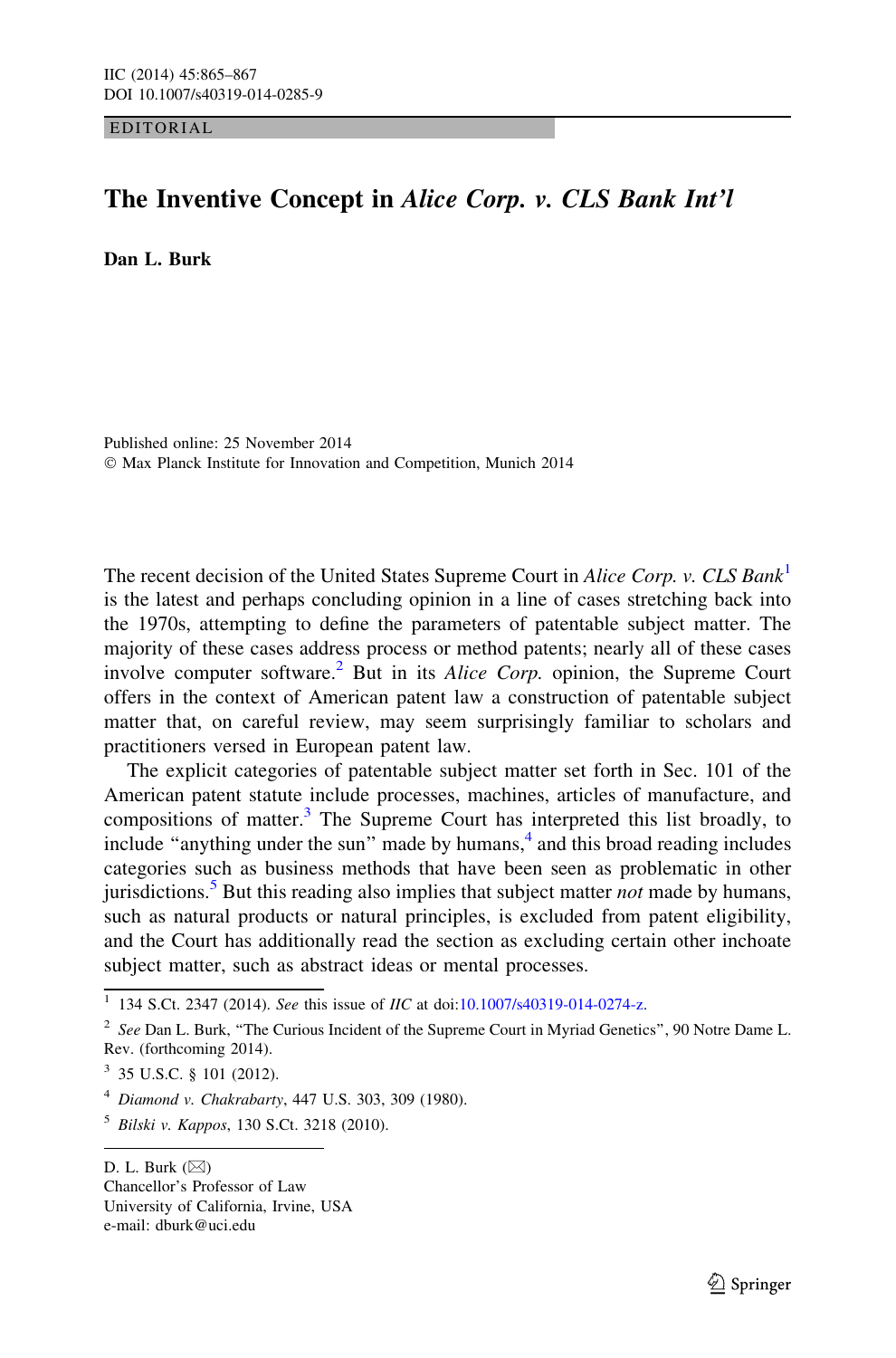EDITORIAL

# The Inventive Concept in *Alice Corp. v. CLS Bank Int'l*

**Dan L. Burk**

Published online: 25 November 2014
© Max Planck Institute for Innovation and Competition, Munich 2014

The recent decision of the United States Supreme Court in *Alice Corp. v. CLS Bank*[1] is the latest and perhaps concluding opinion in a line of cases stretching back into the 1970s, attempting to define the parameters of patentable subject matter. The majority of these cases address process or method patents; nearly all of these cases involve computer software.[2] But in its *Alice Corp.* opinion, the Supreme Court offers in the context of American patent law a construction of patentable subject matter that, on careful review, may seem surprisingly familiar to scholars and practitioners versed in European patent law.

The explicit categories of patentable subject matter set forth in Sec. 101 of the American patent statute include processes, machines, articles of manufacture, and compositions of matter.[3] The Supreme Court has interpreted this list broadly, to include "anything under the sun" made by humans,[4] and this broad reading includes categories such as business methods that have been seen as problematic in other jurisdictions.[5] But this reading also implies that subject matter *not* made by humans, such as natural products or natural principles, is excluded from patent eligibility, and the Court has additionally read the section as excluding certain other inchoate subject matter, such as abstract ideas or mental processes.

---

[1] 134 S.Ct. 2347 (2014). *See* this issue of *IIC* at doi:10.1007/s40319-014-0274-z.

[2] *See* Dan L. Burk, "The Curious Incident of the Supreme Court in Myriad Genetics", 90 Notre Dame L. Rev. (forthcoming 2014).

[3] 35 U.S.C. § 101 (2012).

[4] *Diamond v. Chakrabarty*, 447 U.S. 303, 309 (1980).

[5] *Bilski v. Kappos*, 130 S.Ct. 3218 (2010).

---

D. L. Burk (✉)
Chancellor's Professor of Law
University of California, Irvine, USA
e-mail: dburk@uci.edu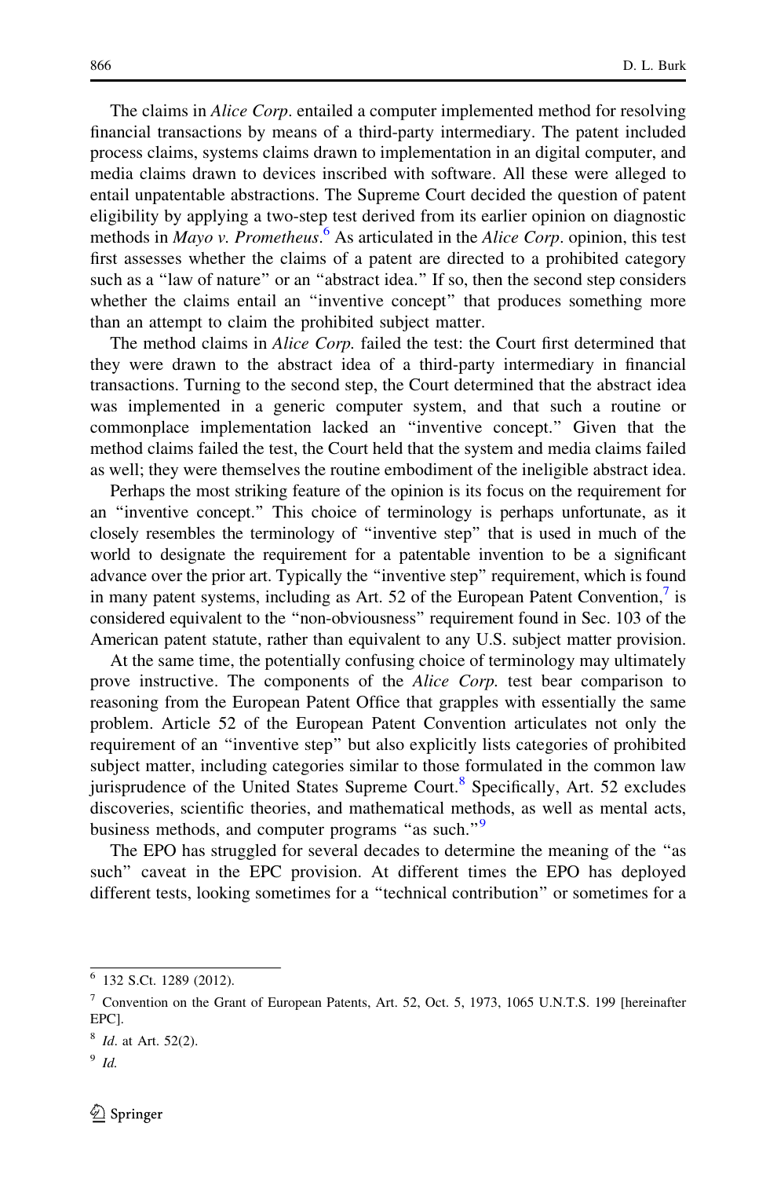The claims in *Alice Corp*. entailed a computer implemented method for resolving financial transactions by means of a third-party intermediary. The patent included process claims, systems claims drawn to implementation in an digital computer, and media claims drawn to devices inscribed with software. All these were alleged to entail unpatentable abstractions. The Supreme Court decided the question of patent eligibility by applying a two-step test derived from its earlier opinion on diagnostic methods in *Mayo v. Prometheus*.[6] As articulated in the *Alice Corp*. opinion, this test first assesses whether the claims of a patent are directed to a prohibited category such as a "law of nature" or an "abstract idea." If so, then the second step considers whether the claims entail an "inventive concept" that produces something more than an attempt to claim the prohibited subject matter.

The method claims in *Alice Corp.* failed the test: the Court first determined that they were drawn to the abstract idea of a third-party intermediary in financial transactions. Turning to the second step, the Court determined that the abstract idea was implemented in a generic computer system, and that such a routine or commonplace implementation lacked an "inventive concept." Given that the method claims failed the test, the Court held that the system and media claims failed as well; they were themselves the routine embodiment of the ineligible abstract idea.

Perhaps the most striking feature of the opinion is its focus on the requirement for an "inventive concept." This choice of terminology is perhaps unfortunate, as it closely resembles the terminology of "inventive step" that is used in much of the world to designate the requirement for a patentable invention to be a significant advance over the prior art. Typically the "inventive step" requirement, which is found in many patent systems, including as Art. 52 of the European Patent Convention,[7] is considered equivalent to the "non-obviousness" requirement found in Sec. 103 of the American patent statute, rather than equivalent to any U.S. subject matter provision.

At the same time, the potentially confusing choice of terminology may ultimately prove instructive. The components of the *Alice Corp.* test bear comparison to reasoning from the European Patent Office that grapples with essentially the same problem. Article 52 of the European Patent Convention articulates not only the requirement of an "inventive step" but also explicitly lists categories of prohibited subject matter, including categories similar to those formulated in the common law jurisprudence of the United States Supreme Court.[8] Specifically, Art. 52 excludes discoveries, scientific theories, and mathematical methods, as well as mental acts, business methods, and computer programs "as such."[9]

The EPO has struggled for several decades to determine the meaning of the "as such" caveat in the EPC provision. At different times the EPO has deployed different tests, looking sometimes for a "technical contribution" or sometimes for a

---

[6] 132 S.Ct. 1289 (2012).

[7] Convention on the Grant of European Patents, Art. 52, Oct. 5, 1973, 1065 U.N.T.S. 199 [hereinafter EPC].

[8] *Id*. at Art. 52(2).

[9] *Id.*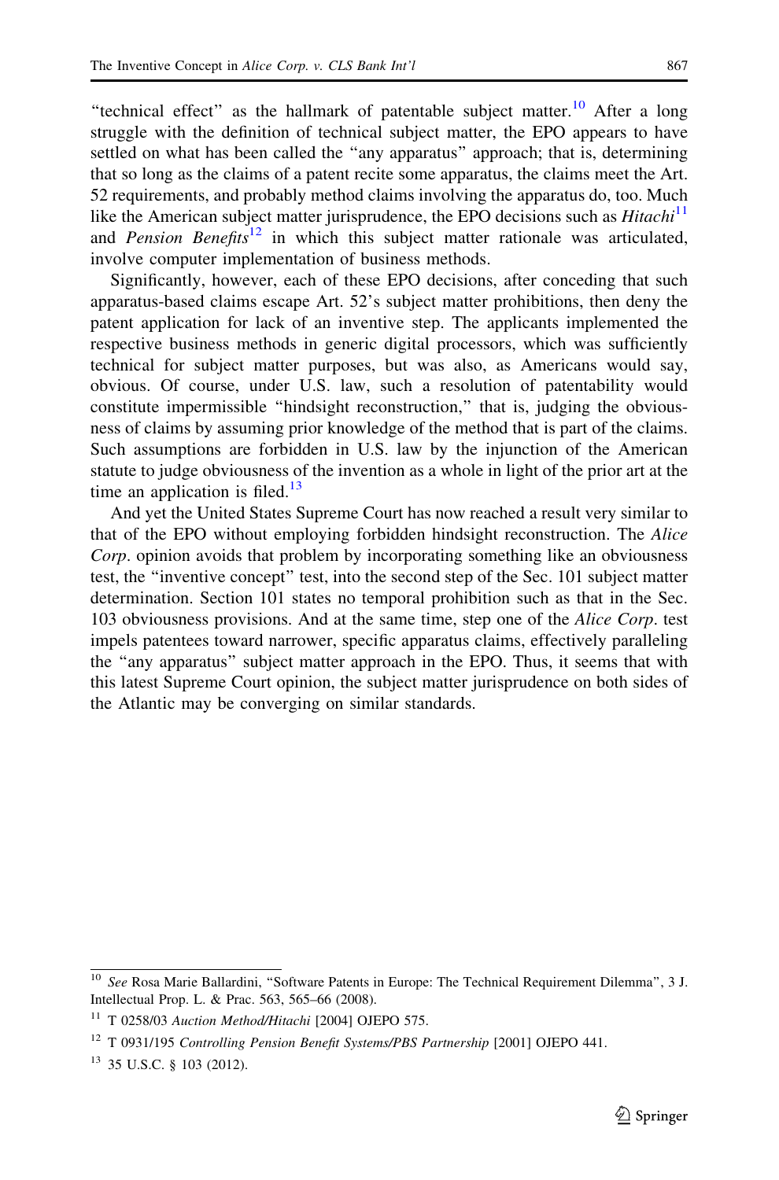"technical effect" as the hallmark of patentable subject matter.[10] After a long struggle with the definition of technical subject matter, the EPO appears to have settled on what has been called the "any apparatus" approach; that is, determining that so long as the claims of a patent recite some apparatus, the claims meet the Art. 52 requirements, and probably method claims involving the apparatus do, too. Much like the American subject matter jurisprudence, the EPO decisions such as *Hitachi*[11] and *Pension Benefits*[12] in which this subject matter rationale was articulated, involve computer implementation of business methods.

Significantly, however, each of these EPO decisions, after conceding that such apparatus-based claims escape Art. 52's subject matter prohibitions, then deny the patent application for lack of an inventive step. The applicants implemented the respective business methods in generic digital processors, which was sufficiently technical for subject matter purposes, but was also, as Americans would say, obvious. Of course, under U.S. law, such a resolution of patentability would constitute impermissible "hindsight reconstruction," that is, judging the obviousness of claims by assuming prior knowledge of the method that is part of the claims. Such assumptions are forbidden in U.S. law by the injunction of the American statute to judge obviousness of the invention as a whole in light of the prior art at the time an application is filed.[13]

And yet the United States Supreme Court has now reached a result very similar to that of the EPO without employing forbidden hindsight reconstruction. The *Alice Corp*. opinion avoids that problem by incorporating something like an obviousness test, the "inventive concept" test, into the second step of the Sec. 101 subject matter determination. Section 101 states no temporal prohibition such as that in the Sec. 103 obviousness provisions. And at the same time, step one of the *Alice Corp*. test impels patentees toward narrower, specific apparatus claims, effectively paralleling the "any apparatus" subject matter approach in the EPO. Thus, it seems that with this latest Supreme Court opinion, the subject matter jurisprudence on both sides of the Atlantic may be converging on similar standards.

---

[10] *See* Rosa Marie Ballardini, "Software Patents in Europe: The Technical Requirement Dilemma", 3 J. Intellectual Prop. L. & Prac. 563, 565–66 (2008).

[11] T 0258/03 *Auction Method/Hitachi* [2004] OJEPO 575.

[12] T 0931/195 *Controlling Pension Benefit Systems/PBS Partnership* [2001] OJEPO 441.

[13] 35 U.S.C. § 103 (2012).